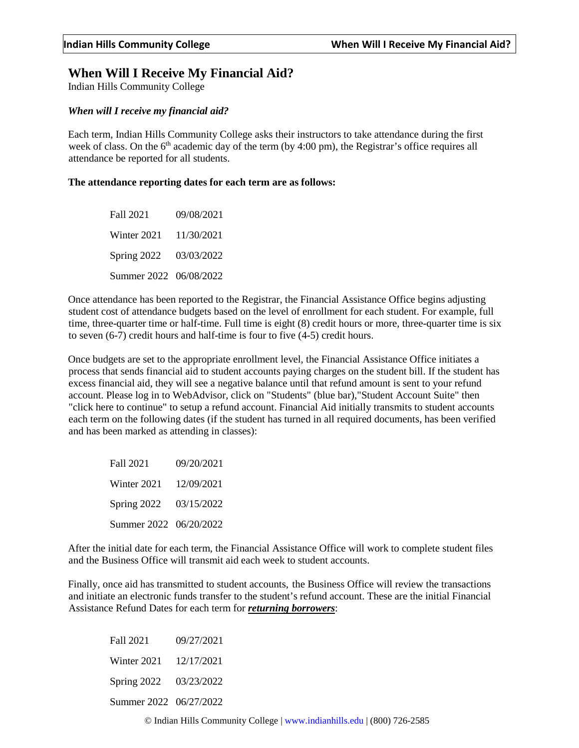# When Will I Receive My Financial Aid?

Indian Hills Community College

***When will I receive my financial aid?***

Each term, Indian Hills Community College asks their instructors to take attendance during the first week of class. On the 6th academic day of the term (by 4:00 pm), the Registrar's office requires all attendance be reported for all students.

**The attendance reporting dates for each term are as follows:**

| | |
|---|---|
| Fall 2021 | 09/08/2021 |
| Winter 2021 | 11/30/2021 |
| Spring 2022 | 03/03/2022 |
| Summer 2022 | 06/08/2022 |

Once attendance has been reported to the Registrar, the Financial Assistance Office begins adjusting student cost of attendance budgets based on the level of enrollment for each student. For example, full time, three-quarter time or half-time. Full time is eight (8) credit hours or more, three-quarter time is six to seven (6-7) credit hours and half-time is four to five (4-5) credit hours.

Once budgets are set to the appropriate enrollment level, the Financial Assistance Office initiates a process that sends financial aid to student accounts paying charges on the student bill. If the student has excess financial aid, they will see a negative balance until that refund amount is sent to your refund account. Please log in to WebAdvisor, click on "Students" (blue bar),"Student Account Suite" then "click here to continue" to setup a refund account. Financial Aid initially transmits to student accounts each term on the following dates (if the student has turned in all required documents, has been verified and has been marked as attending in classes):

| | |
|---|---|
| Fall 2021 | 09/20/2021 |
| Winter 2021 | 12/09/2021 |
| Spring 2022 | 03/15/2022 |
| Summer 2022 | 06/20/2022 |

After the initial date for each term, the Financial Assistance Office will work to complete student files and the Business Office will transmit aid each week to student accounts.

Finally, once aid has transmitted to student accounts, the Business Office will review the transactions and initiate an electronic funds transfer to the student's refund account. These are the initial Financial Assistance Refund Dates for each term for ***returning borrowers***:

| | |
|---|---|
| Fall 2021 | 09/27/2021 |
| Winter 2021 | 12/17/2021 |
| Spring 2022 | 03/23/2022 |
| Summer 2022 | 06/27/2022 |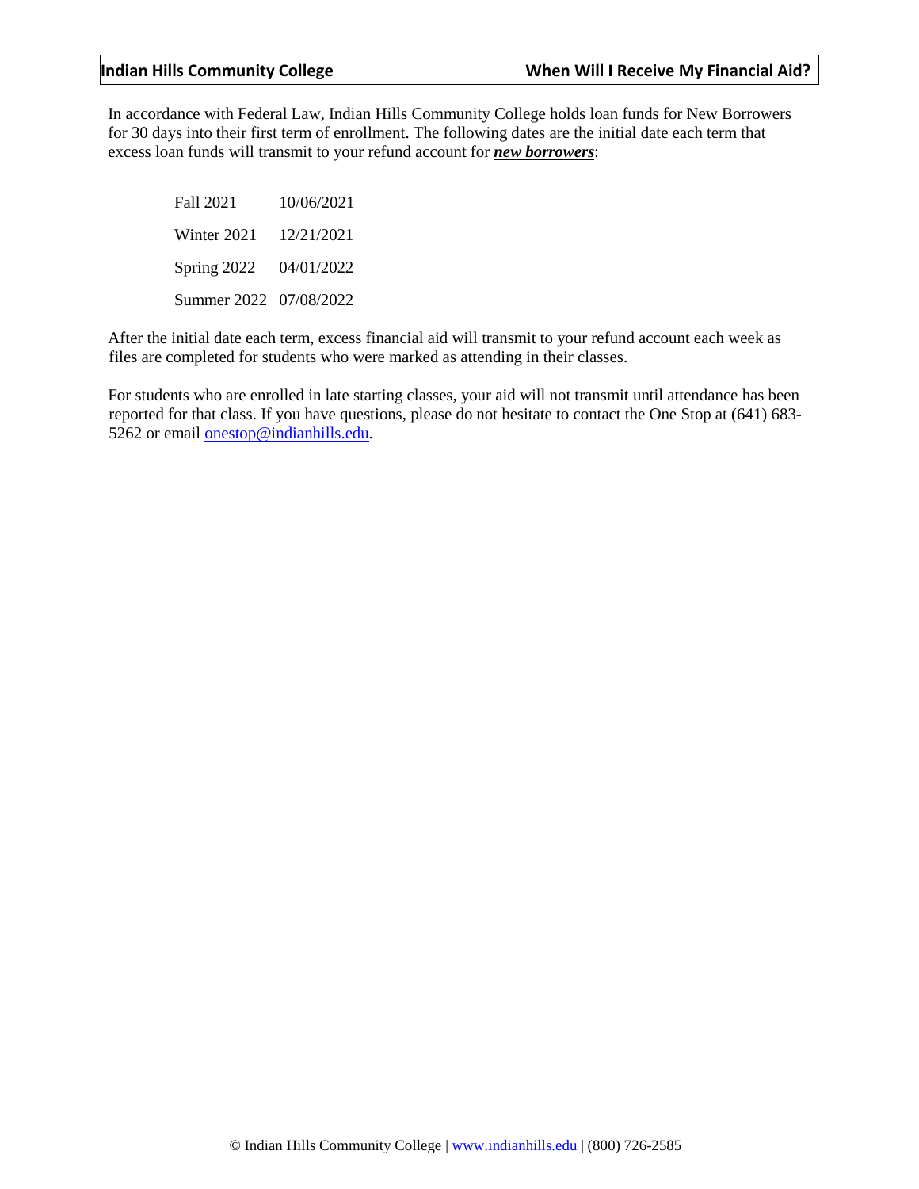In accordance with Federal Law, Indian Hills Community College holds loan funds for New Borrowers for 30 days into their first term of enrollment. The following dates are the initial date each term that excess loan funds will transmit to your refund account for ***new borrowers***:

| | |
|---|---|
| Fall 2021 | 10/06/2021 |
| Winter 2021 | 12/21/2021 |
| Spring 2022 | 04/01/2022 |
| Summer 2022 | 07/08/2022 |

After the initial date each term, excess financial aid will transmit to your refund account each week as files are completed for students who were marked as attending in their classes.

For students who are enrolled in late starting classes, your aid will not transmit until attendance has been reported for that class. If you have questions, please do not hesitate to contact the One Stop at (641) 683-5262 or email onestop@indianhills.edu.